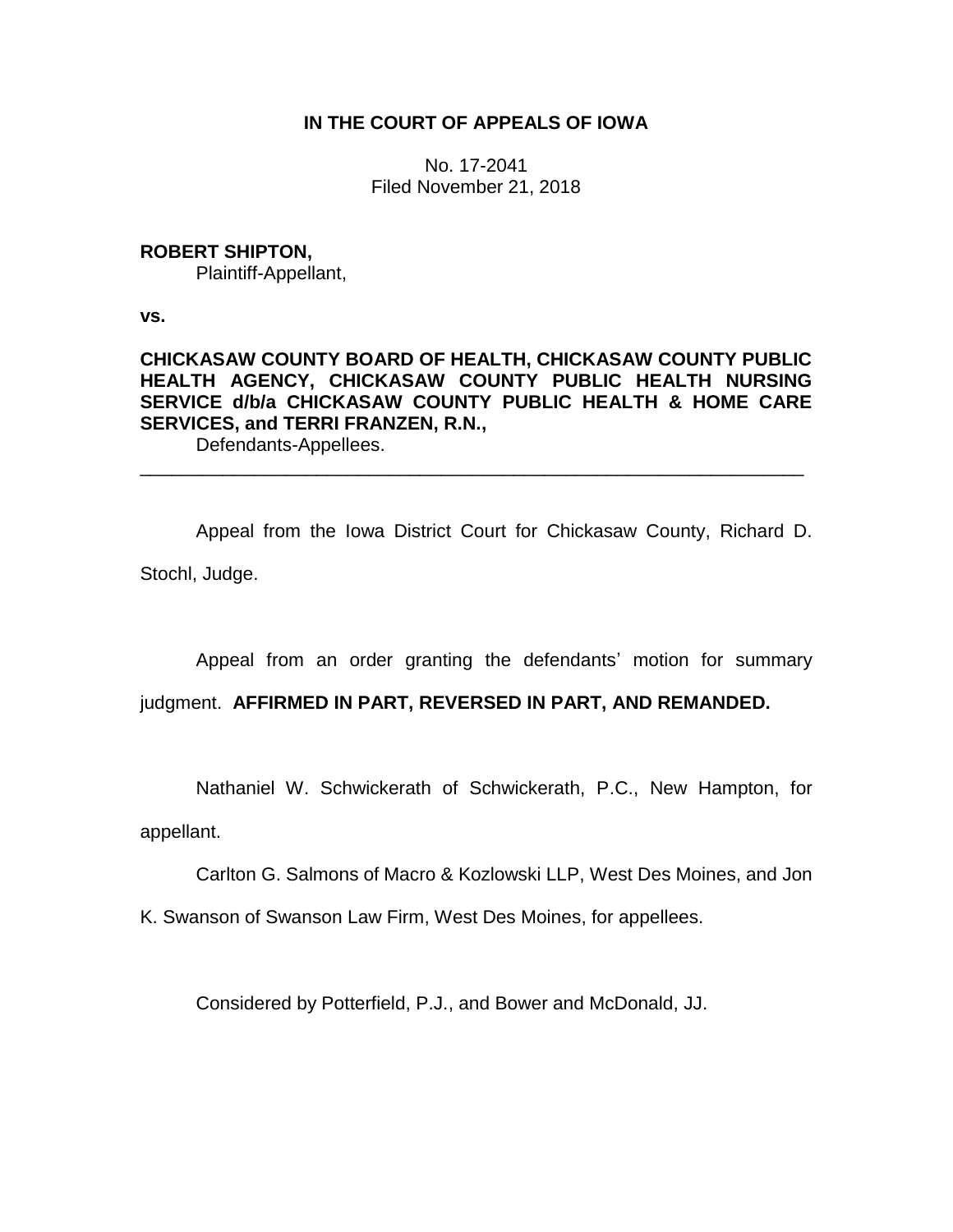**IN THE COURT OF APPEALS OF IOWA**

No. 17-2041
Filed November 21, 2018

**ROBERT SHIPTON,**
Plaintiff-Appellant,

**vs.**

**CHICKASAW COUNTY BOARD OF HEALTH, CHICKASAW COUNTY PUBLIC HEALTH AGENCY, CHICKASAW COUNTY PUBLIC HEALTH NURSING SERVICE d/b/a CHICKASAW COUNTY PUBLIC HEALTH & HOME CARE SERVICES, and TERRI FRANZEN, R.N.,**
Defendants-Appellees.

---

Appeal from the Iowa District Court for Chickasaw County, Richard D. Stochl, Judge.

Appeal from an order granting the defendants' motion for summary judgment. **AFFIRMED IN PART, REVERSED IN PART, AND REMANDED.**

Nathaniel W. Schwickerath of Schwickerath, P.C., New Hampton, for appellant.

Carlton G. Salmons of Macro & Kozlowski LLP, West Des Moines, and Jon K. Swanson of Swanson Law Firm, West Des Moines, for appellees.

Considered by Potterfield, P.J., and Bower and McDonald, JJ.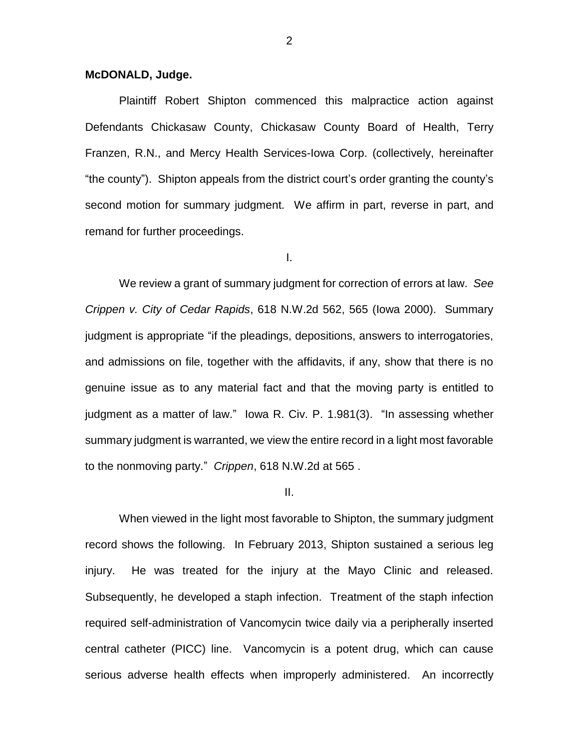**McDONALD, Judge.**

Plaintiff Robert Shipton commenced this malpractice action against Defendants Chickasaw County, Chickasaw County Board of Health, Terry Franzen, R.N., and Mercy Health Services-Iowa Corp. (collectively, hereinafter "the county"). Shipton appeals from the district court's order granting the county's second motion for summary judgment. We affirm in part, reverse in part, and remand for further proceedings.

I.

We review a grant of summary judgment for correction of errors at law. *See Crippen v. City of Cedar Rapids*, 618 N.W.2d 562, 565 (Iowa 2000). Summary judgment is appropriate "if the pleadings, depositions, answers to interrogatories, and admissions on file, together with the affidavits, if any, show that there is no genuine issue as to any material fact and that the moving party is entitled to judgment as a matter of law." Iowa R. Civ. P. 1.981(3). "In assessing whether summary judgment is warranted, we view the entire record in a light most favorable to the nonmoving party." *Crippen*, 618 N.W.2d at 565 .

II.

When viewed in the light most favorable to Shipton, the summary judgment record shows the following. In February 2013, Shipton sustained a serious leg injury. He was treated for the injury at the Mayo Clinic and released. Subsequently, he developed a staph infection. Treatment of the staph infection required self-administration of Vancomycin twice daily via a peripherally inserted central catheter (PICC) line. Vancomycin is a potent drug, which can cause serious adverse health effects when improperly administered. An incorrectly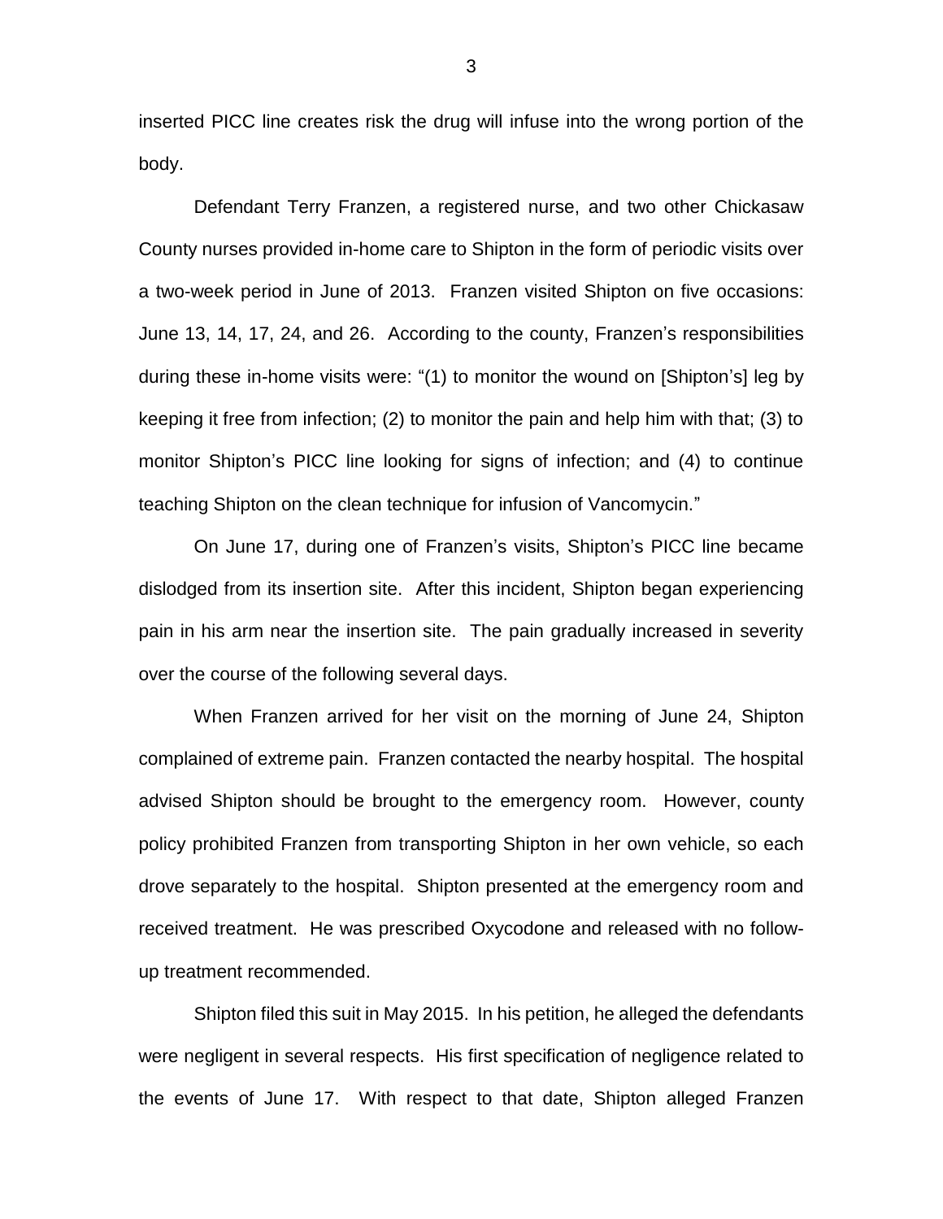inserted PICC line creates risk the drug will infuse into the wrong portion of the body.

Defendant Terry Franzen, a registered nurse, and two other Chickasaw County nurses provided in-home care to Shipton in the form of periodic visits over a two-week period in June of 2013. Franzen visited Shipton on five occasions: June 13, 14, 17, 24, and 26. According to the county, Franzen's responsibilities during these in-home visits were: "(1) to monitor the wound on [Shipton's] leg by keeping it free from infection; (2) to monitor the pain and help him with that; (3) to monitor Shipton's PICC line looking for signs of infection; and (4) to continue teaching Shipton on the clean technique for infusion of Vancomycin."

On June 17, during one of Franzen's visits, Shipton's PICC line became dislodged from its insertion site. After this incident, Shipton began experiencing pain in his arm near the insertion site. The pain gradually increased in severity over the course of the following several days.

When Franzen arrived for her visit on the morning of June 24, Shipton complained of extreme pain. Franzen contacted the nearby hospital. The hospital advised Shipton should be brought to the emergency room. However, county policy prohibited Franzen from transporting Shipton in her own vehicle, so each drove separately to the hospital. Shipton presented at the emergency room and received treatment. He was prescribed Oxycodone and released with no follow-up treatment recommended.

Shipton filed this suit in May 2015. In his petition, he alleged the defendants were negligent in several respects. His first specification of negligence related to the events of June 17. With respect to that date, Shipton alleged Franzen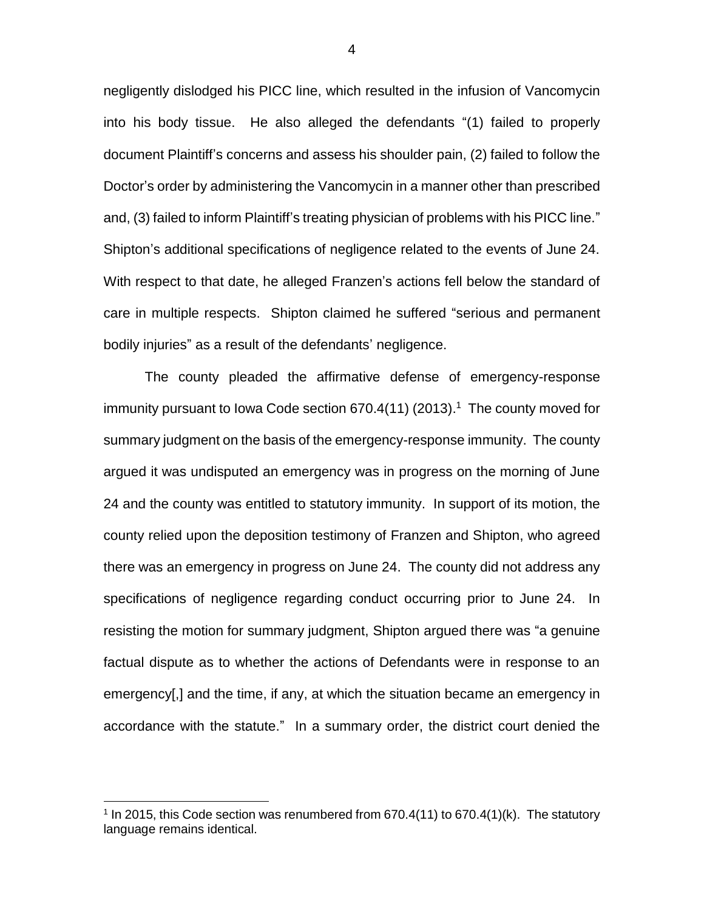negligently dislodged his PICC line, which resulted in the infusion of Vancomycin into his body tissue. He also alleged the defendants "(1) failed to properly document Plaintiff's concerns and assess his shoulder pain, (2) failed to follow the Doctor's order by administering the Vancomycin in a manner other than prescribed and, (3) failed to inform Plaintiff's treating physician of problems with his PICC line." Shipton's additional specifications of negligence related to the events of June 24. With respect to that date, he alleged Franzen's actions fell below the standard of care in multiple respects. Shipton claimed he suffered "serious and permanent bodily injuries" as a result of the defendants' negligence.

The county pleaded the affirmative defense of emergency-response immunity pursuant to Iowa Code section 670.4(11) (2013).[1] The county moved for summary judgment on the basis of the emergency-response immunity. The county argued it was undisputed an emergency was in progress on the morning of June 24 and the county was entitled to statutory immunity. In support of its motion, the county relied upon the deposition testimony of Franzen and Shipton, who agreed there was an emergency in progress on June 24. The county did not address any specifications of negligence regarding conduct occurring prior to June 24. In resisting the motion for summary judgment, Shipton argued there was "a genuine factual dispute as to whether the actions of Defendants were in response to an emergency[,] and the time, if any, at which the situation became an emergency in accordance with the statute." In a summary order, the district court denied the

[1] In 2015, this Code section was renumbered from 670.4(11) to 670.4(1)(k). The statutory language remains identical.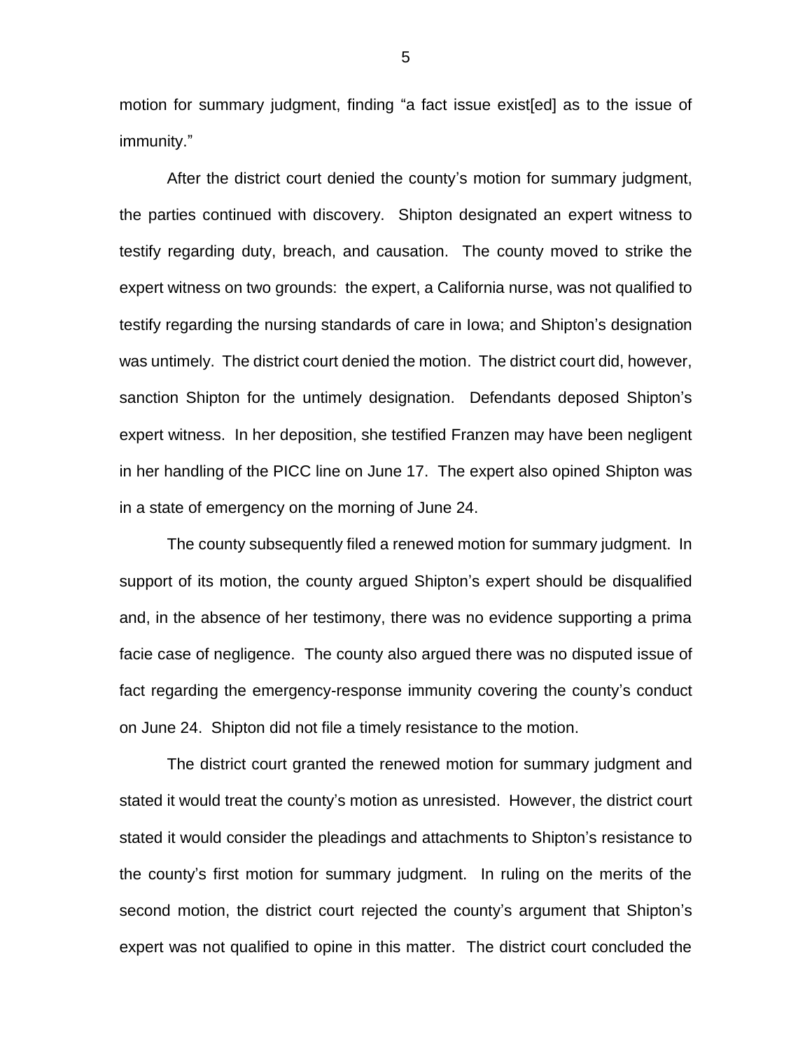motion for summary judgment, finding "a fact issue exist[ed] as to the issue of immunity."

After the district court denied the county's motion for summary judgment, the parties continued with discovery. Shipton designated an expert witness to testify regarding duty, breach, and causation. The county moved to strike the expert witness on two grounds: the expert, a California nurse, was not qualified to testify regarding the nursing standards of care in Iowa; and Shipton's designation was untimely. The district court denied the motion. The district court did, however, sanction Shipton for the untimely designation. Defendants deposed Shipton's expert witness. In her deposition, she testified Franzen may have been negligent in her handling of the PICC line on June 17. The expert also opined Shipton was in a state of emergency on the morning of June 24.

The county subsequently filed a renewed motion for summary judgment. In support of its motion, the county argued Shipton's expert should be disqualified and, in the absence of her testimony, there was no evidence supporting a prima facie case of negligence. The county also argued there was no disputed issue of fact regarding the emergency-response immunity covering the county's conduct on June 24. Shipton did not file a timely resistance to the motion.

The district court granted the renewed motion for summary judgment and stated it would treat the county's motion as unresisted. However, the district court stated it would consider the pleadings and attachments to Shipton's resistance to the county's first motion for summary judgment. In ruling on the merits of the second motion, the district court rejected the county's argument that Shipton's expert was not qualified to opine in this matter. The district court concluded the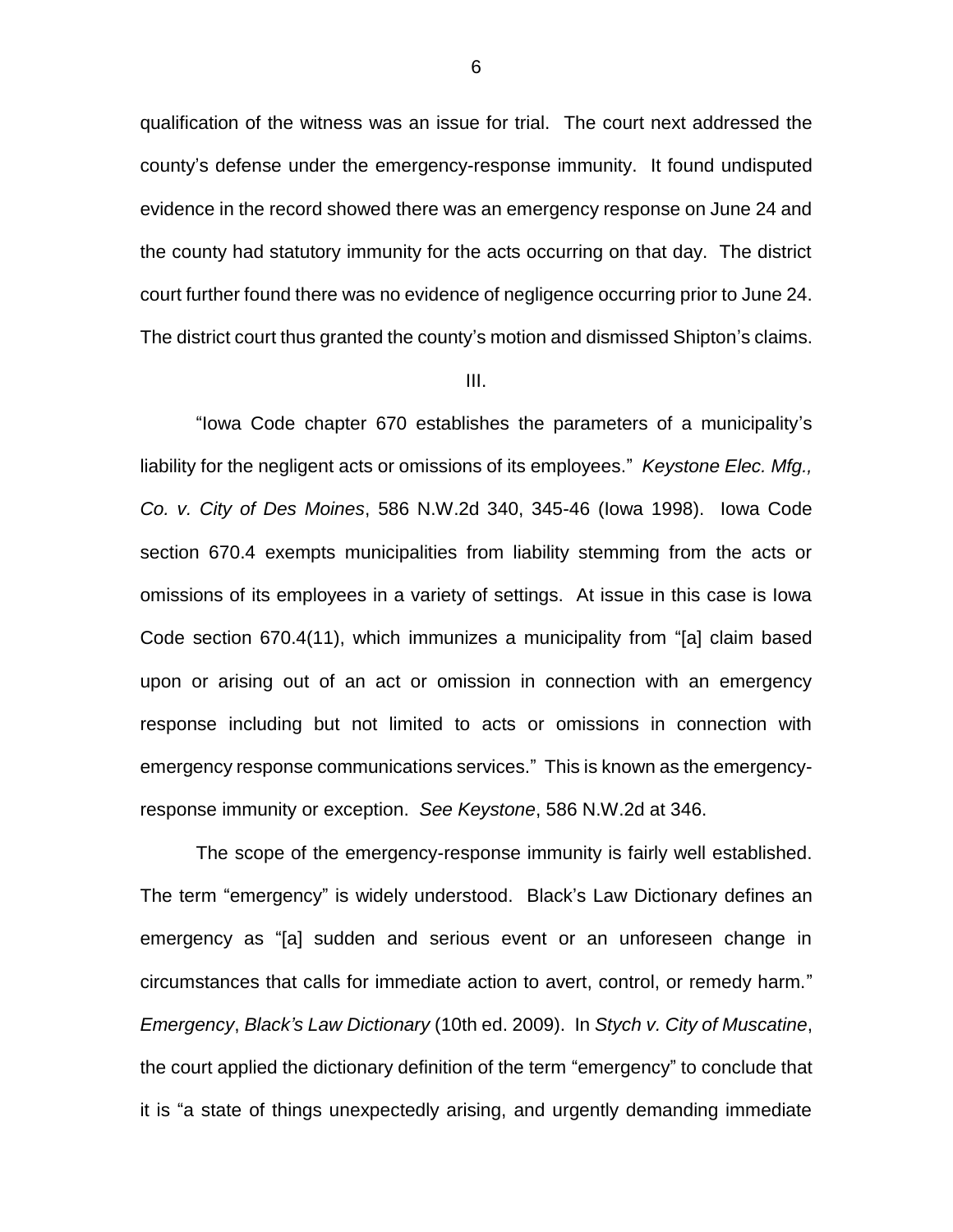qualification of the witness was an issue for trial. The court next addressed the county's defense under the emergency-response immunity. It found undisputed evidence in the record showed there was an emergency response on June 24 and the county had statutory immunity for the acts occurring on that day. The district court further found there was no evidence of negligence occurring prior to June 24. The district court thus granted the county's motion and dismissed Shipton's claims.

III.

"Iowa Code chapter 670 establishes the parameters of a municipality's liability for the negligent acts or omissions of its employees." *Keystone Elec. Mfg., Co. v. City of Des Moines*, 586 N.W.2d 340, 345-46 (Iowa 1998). Iowa Code section 670.4 exempts municipalities from liability stemming from the acts or omissions of its employees in a variety of settings. At issue in this case is Iowa Code section 670.4(11), which immunizes a municipality from "[a] claim based upon or arising out of an act or omission in connection with an emergency response including but not limited to acts or omissions in connection with emergency response communications services." This is known as the emergency-response immunity or exception. *See Keystone*, 586 N.W.2d at 346.

The scope of the emergency-response immunity is fairly well established. The term "emergency" is widely understood. Black's Law Dictionary defines an emergency as "[a] sudden and serious event or an unforeseen change in circumstances that calls for immediate action to avert, control, or remedy harm." *Emergency*, *Black's Law Dictionary* (10th ed. 2009). In *Stych v. City of Muscatine*, the court applied the dictionary definition of the term "emergency" to conclude that it is "a state of things unexpectedly arising, and urgently demanding immediate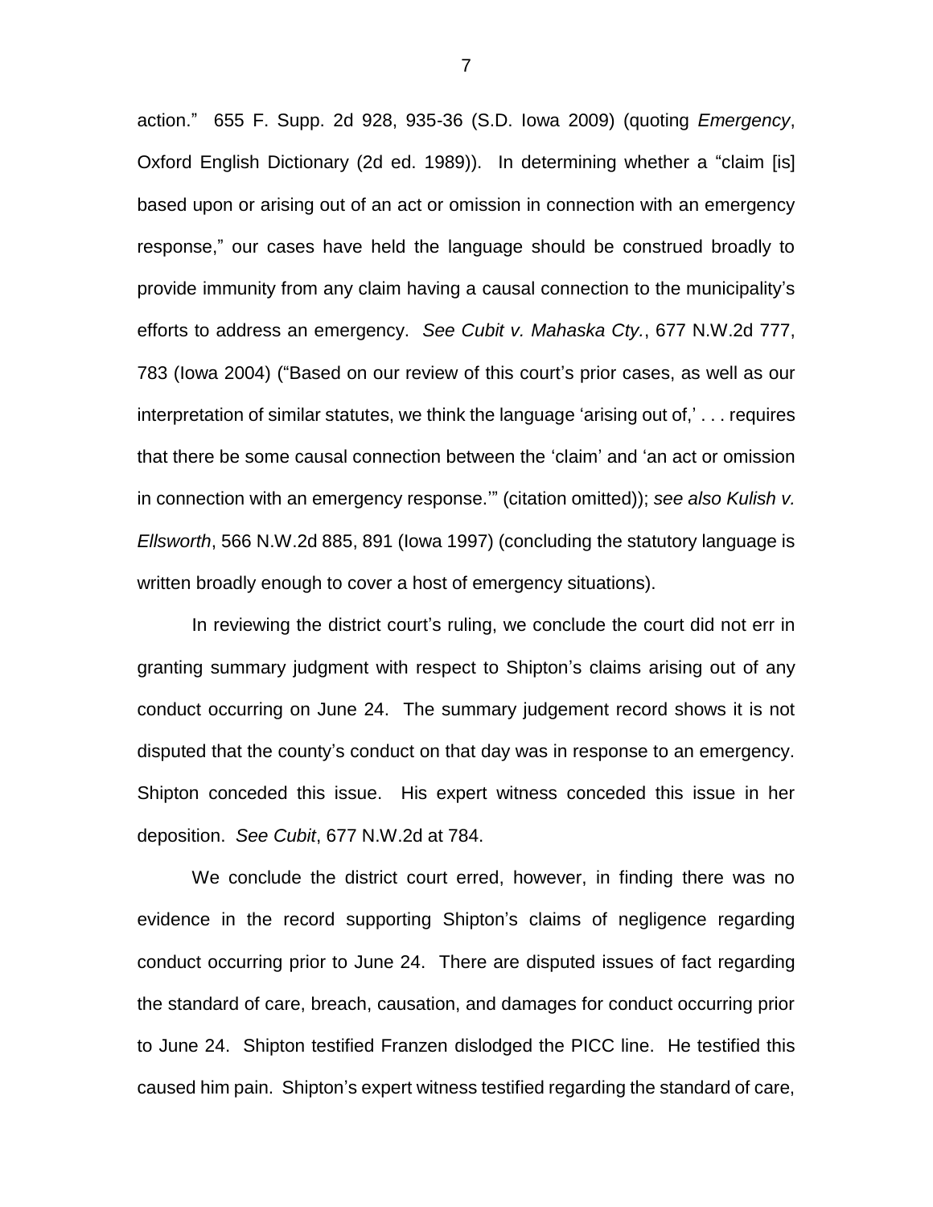action." 655 F. Supp. 2d 928, 935-36 (S.D. Iowa 2009) (quoting *Emergency*, Oxford English Dictionary (2d ed. 1989)). In determining whether a "claim [is] based upon or arising out of an act or omission in connection with an emergency response," our cases have held the language should be construed broadly to provide immunity from any claim having a causal connection to the municipality's efforts to address an emergency. *See Cubit v. Mahaska Cty.*, 677 N.W.2d 777, 783 (Iowa 2004) ("Based on our review of this court's prior cases, as well as our interpretation of similar statutes, we think the language 'arising out of,' . . . requires that there be some causal connection between the 'claim' and 'an act or omission in connection with an emergency response.'" (citation omitted)); *see also Kulish v. Ellsworth*, 566 N.W.2d 885, 891 (Iowa 1997) (concluding the statutory language is written broadly enough to cover a host of emergency situations).

In reviewing the district court's ruling, we conclude the court did not err in granting summary judgment with respect to Shipton's claims arising out of any conduct occurring on June 24. The summary judgement record shows it is not disputed that the county's conduct on that day was in response to an emergency. Shipton conceded this issue. His expert witness conceded this issue in her deposition. *See Cubit*, 677 N.W.2d at 784.

We conclude the district court erred, however, in finding there was no evidence in the record supporting Shipton's claims of negligence regarding conduct occurring prior to June 24. There are disputed issues of fact regarding the standard of care, breach, causation, and damages for conduct occurring prior to June 24. Shipton testified Franzen dislodged the PICC line. He testified this caused him pain. Shipton's expert witness testified regarding the standard of care,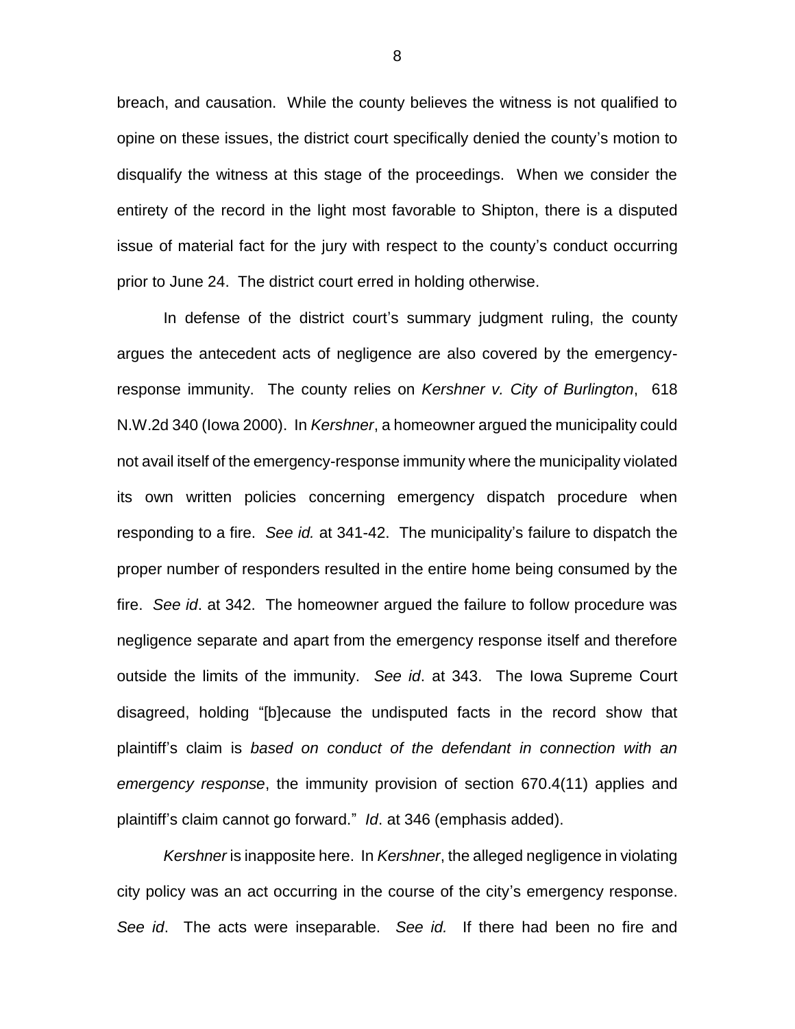breach, and causation. While the county believes the witness is not qualified to opine on these issues, the district court specifically denied the county's motion to disqualify the witness at this stage of the proceedings. When we consider the entirety of the record in the light most favorable to Shipton, there is a disputed issue of material fact for the jury with respect to the county's conduct occurring prior to June 24. The district court erred in holding otherwise.

In defense of the district court's summary judgment ruling, the county argues the antecedent acts of negligence are also covered by the emergency-response immunity. The county relies on *Kershner v. City of Burlington*, 618 N.W.2d 340 (Iowa 2000). In *Kershner*, a homeowner argued the municipality could not avail itself of the emergency-response immunity where the municipality violated its own written policies concerning emergency dispatch procedure when responding to a fire. *See id.* at 341-42. The municipality's failure to dispatch the proper number of responders resulted in the entire home being consumed by the fire. *See id*. at 342. The homeowner argued the failure to follow procedure was negligence separate and apart from the emergency response itself and therefore outside the limits of the immunity. *See id*. at 343. The Iowa Supreme Court disagreed, holding "[b]ecause the undisputed facts in the record show that plaintiff's claim is *based on conduct of the defendant in connection with an emergency response*, the immunity provision of section 670.4(11) applies and plaintiff's claim cannot go forward." *Id*. at 346 (emphasis added).

*Kershner* is inapposite here. In *Kershner*, the alleged negligence in violating city policy was an act occurring in the course of the city's emergency response. *See id*. The acts were inseparable. *See id.* If there had been no fire and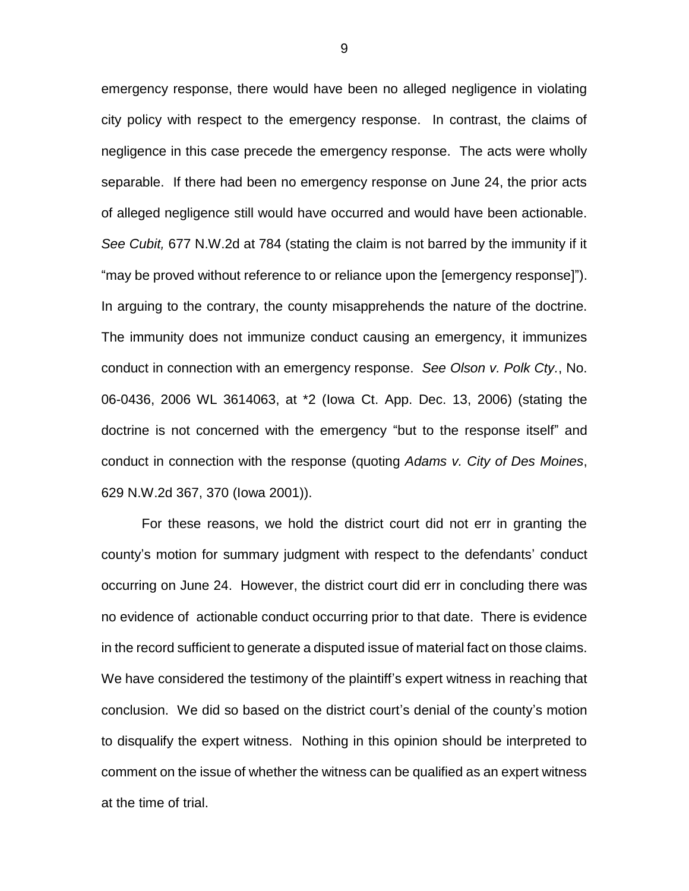emergency response, there would have been no alleged negligence in violating city policy with respect to the emergency response. In contrast, the claims of negligence in this case precede the emergency response. The acts were wholly separable. If there had been no emergency response on June 24, the prior acts of alleged negligence still would have occurred and would have been actionable. *See Cubit,* 677 N.W.2d at 784 (stating the claim is not barred by the immunity if it "may be proved without reference to or reliance upon the [emergency response]"). In arguing to the contrary, the county misapprehends the nature of the doctrine. The immunity does not immunize conduct causing an emergency, it immunizes conduct in connection with an emergency response. *See Olson v. Polk Cty.*, No. 06-0436, 2006 WL 3614063, at *2 (Iowa Ct. App. Dec. 13, 2006) (stating the doctrine is not concerned with the emergency "but to the response itself" and conduct in connection with the response (quoting *Adams v. City of Des Moines*, 629 N.W.2d 367, 370 (Iowa 2001)).

For these reasons, we hold the district court did not err in granting the county's motion for summary judgment with respect to the defendants' conduct occurring on June 24. However, the district court did err in concluding there was no evidence of actionable conduct occurring prior to that date. There is evidence in the record sufficient to generate a disputed issue of material fact on those claims. We have considered the testimony of the plaintiff's expert witness in reaching that conclusion. We did so based on the district court's denial of the county's motion to disqualify the expert witness. Nothing in this opinion should be interpreted to comment on the issue of whether the witness can be qualified as an expert witness at the time of trial.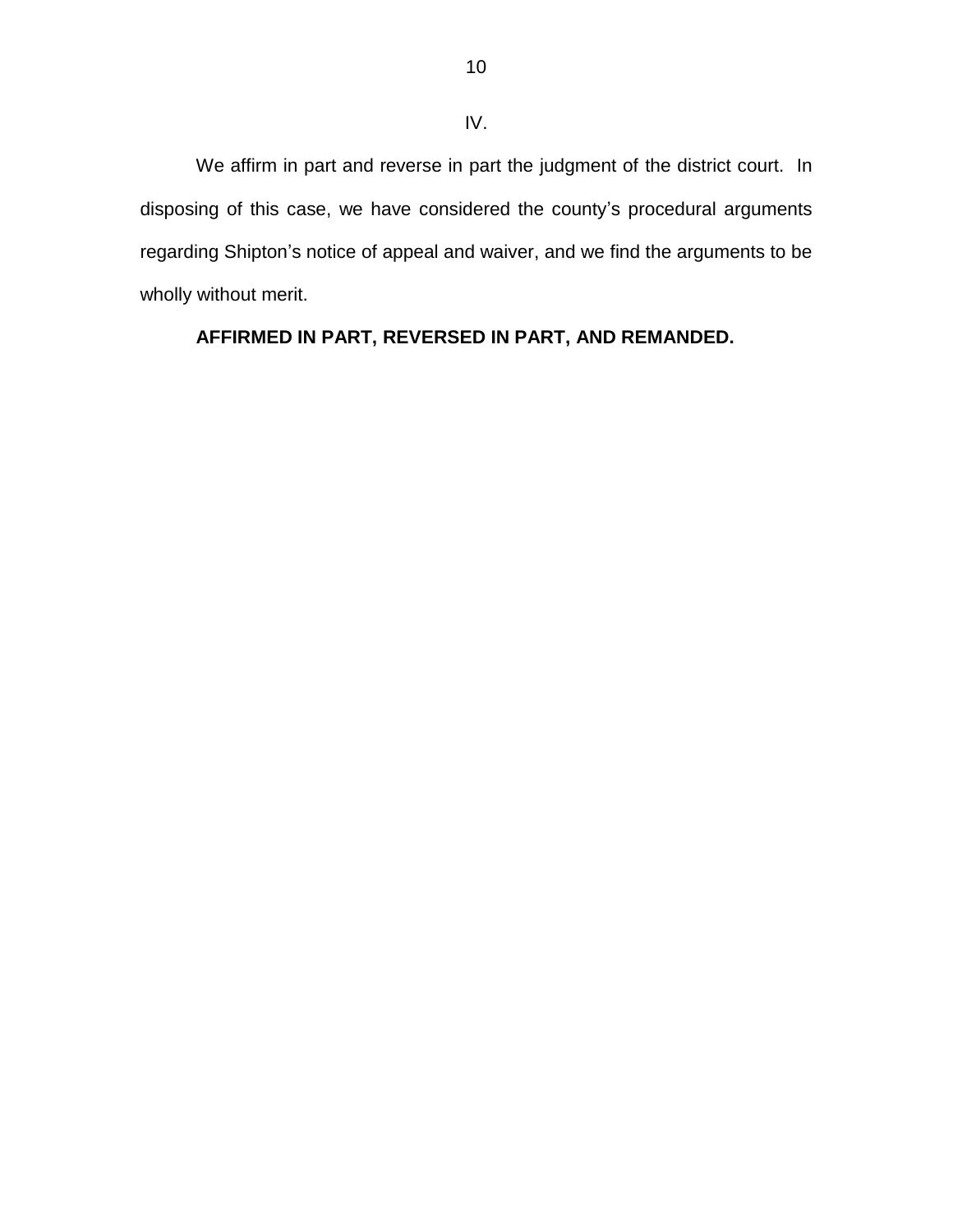IV.

We affirm in part and reverse in part the judgment of the district court. In disposing of this case, we have considered the county's procedural arguments regarding Shipton's notice of appeal and waiver, and we find the arguments to be wholly without merit.

**AFFIRMED IN PART, REVERSED IN PART, AND REMANDED.**